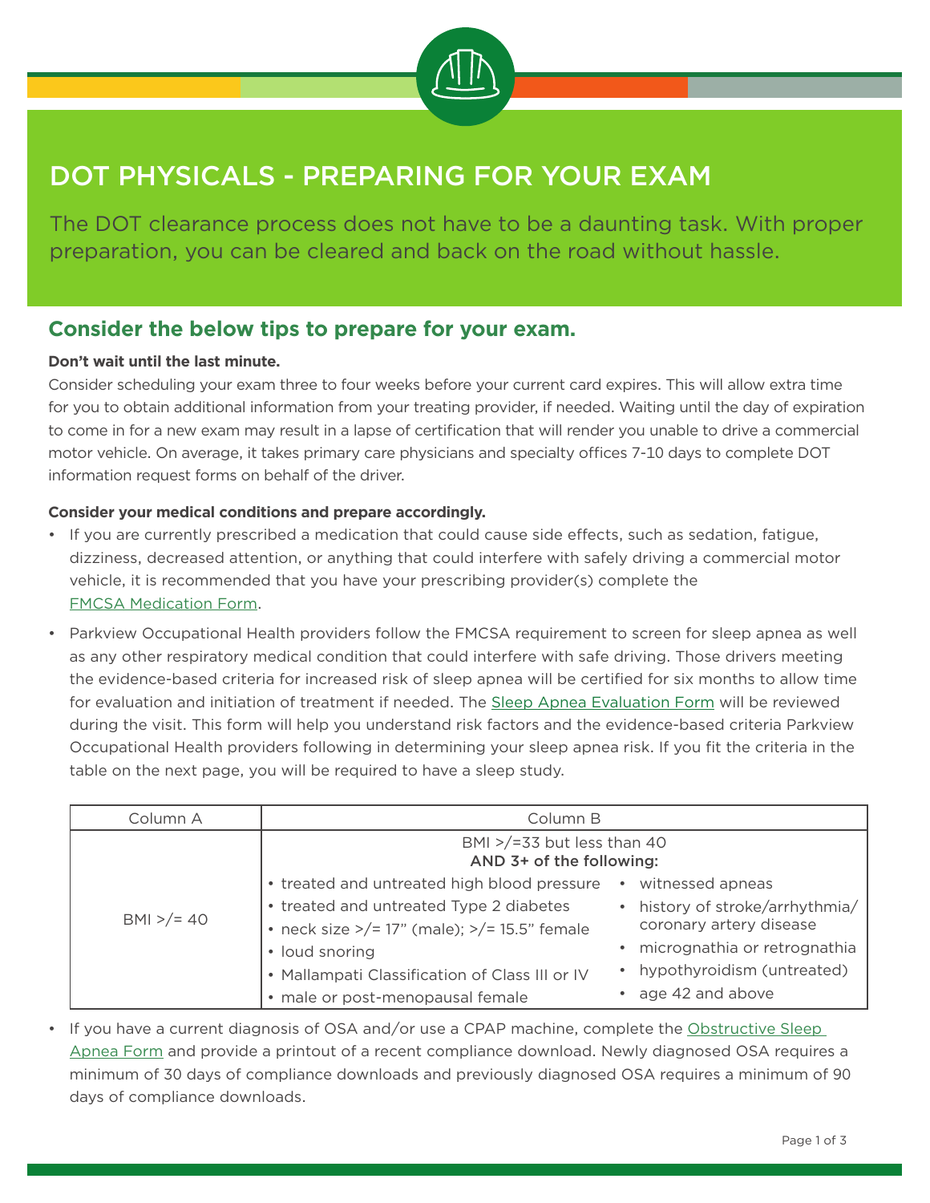# DOT PHYSICALS - PREPARING FOR YOUR EXAM

The DOT clearance process does not have to be a daunting task. With proper preparation, you can be cleared and back on the road without hassle.

## Consider the below tips to prepare for your exam.

**Don't wait until the last minute.**

Consider scheduling your exam three to four weeks before your current card expires. This will allow extra time for you to obtain additional information from your treating provider, if needed. Waiting until the day of expiration to come in for a new exam may result in a lapse of certification that will render you unable to drive a commercial motor vehicle. On average, it takes primary care physicians and specialty offices 7-10 days to complete DOT information request forms on behalf of the driver.

**Consider your medical conditions and prepare accordingly.**

- If you are currently prescribed a medication that could cause side effects, such as sedation, fatigue, dizziness, decreased attention, or anything that could interfere with safely driving a commercial motor vehicle, it is recommended that you have your prescribing provider(s) complete the FMCSA Medication Form.
- Parkview Occupational Health providers follow the FMCSA requirement to screen for sleep apnea as well as any other respiratory medical condition that could interfere with safe driving. Those drivers meeting the evidence-based criteria for increased risk of sleep apnea will be certified for six months to allow time for evaluation and initiation of treatment if needed. The Sleep Apnea Evaluation Form will be reviewed during the visit. This form will help you understand risk factors and the evidence-based criteria Parkview Occupational Health providers following in determining your sleep apnea risk. If you fit the criteria in the table on the next page, you will be required to have a sleep study.

| Column A | Column B |
|---|---|
| BMI >/= 40 | BMI >/=33 but less than 40<br>**AND 3+ of the following:**<br>• treated and untreated high blood pressure<br>• treated and untreated Type 2 diabetes<br>• neck size >/= 17" (male); >/= 15.5" female<br>• loud snoring<br>• Mallampati Classification of Class III or IV<br>• male or post-menopausal female<br>• witnessed apneas<br>• history of stroke/arrhythmia/ coronary artery disease<br>• micrognathia or retrognathia<br>• hypothyroidism (untreated)<br>• age 42 and above |

- If you have a current diagnosis of OSA and/or use a CPAP machine, complete the Obstructive Sleep Apnea Form and provide a printout of a recent compliance download. Newly diagnosed OSA requires a minimum of 30 days of compliance downloads and previously diagnosed OSA requires a minimum of 90 days of compliance downloads.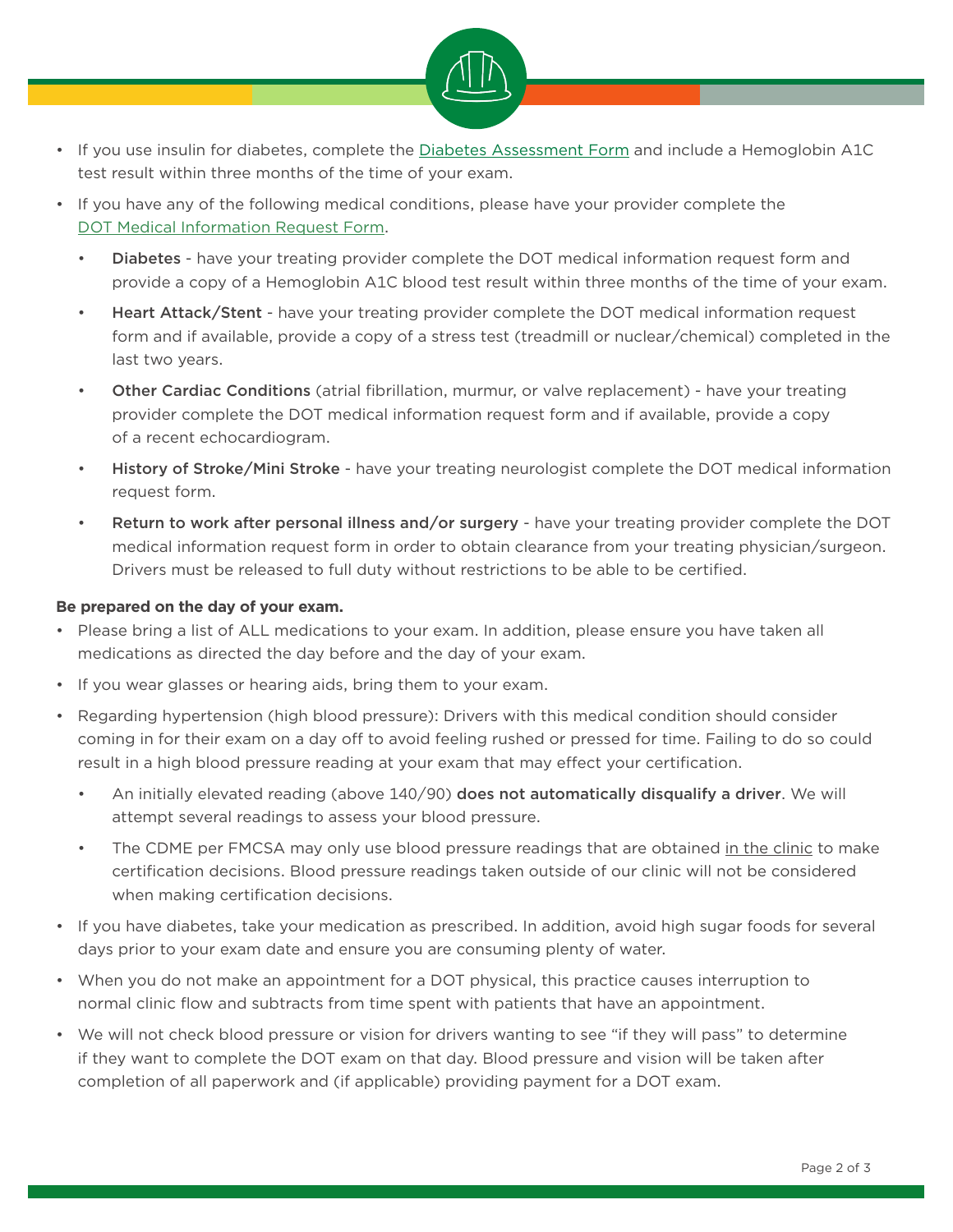- If you use insulin for diabetes, complete the Diabetes Assessment Form and include a Hemoglobin A1C test result within three months of the time of your exam.
- If you have any of the following medical conditions, please have your provider complete the DOT Medical Information Request Form.
  - **Diabetes** - have your treating provider complete the DOT medical information request form and provide a copy of a Hemoglobin A1C blood test result within three months of the time of your exam.
  - **Heart Attack/Stent** - have your treating provider complete the DOT medical information request form and if available, provide a copy of a stress test (treadmill or nuclear/chemical) completed in the last two years.
  - **Other Cardiac Conditions** (atrial fibrillation, murmur, or valve replacement) - have your treating provider complete the DOT medical information request form and if available, provide a copy of a recent echocardiogram.
  - **History of Stroke/Mini Stroke** - have your treating neurologist complete the DOT medical information request form.
  - **Return to work after personal illness and/or surgery** - have your treating provider complete the DOT medical information request form in order to obtain clearance from your treating physician/surgeon. Drivers must be released to full duty without restrictions to be able to be certified.

**Be prepared on the day of your exam.**

- Please bring a list of ALL medications to your exam. In addition, please ensure you have taken all medications as directed the day before and the day of your exam.
- If you wear glasses or hearing aids, bring them to your exam.
- Regarding hypertension (high blood pressure): Drivers with this medical condition should consider coming in for their exam on a day off to avoid feeling rushed or pressed for time. Failing to do so could result in a high blood pressure reading at your exam that may effect your certification.
  - An initially elevated reading (above 140/90) **does not automatically disqualify a driver**. We will attempt several readings to assess your blood pressure.
  - The CDME per FMCSA may only use blood pressure readings that are obtained in the clinic to make certification decisions. Blood pressure readings taken outside of our clinic will not be considered when making certification decisions.
- If you have diabetes, take your medication as prescribed. In addition, avoid high sugar foods for several days prior to your exam date and ensure you are consuming plenty of water.
- When you do not make an appointment for a DOT physical, this practice causes interruption to normal clinic flow and subtracts from time spent with patients that have an appointment.
- We will not check blood pressure or vision for drivers wanting to see "if they will pass" to determine if they want to complete the DOT exam on that day. Blood pressure and vision will be taken after completion of all paperwork and (if applicable) providing payment for a DOT exam.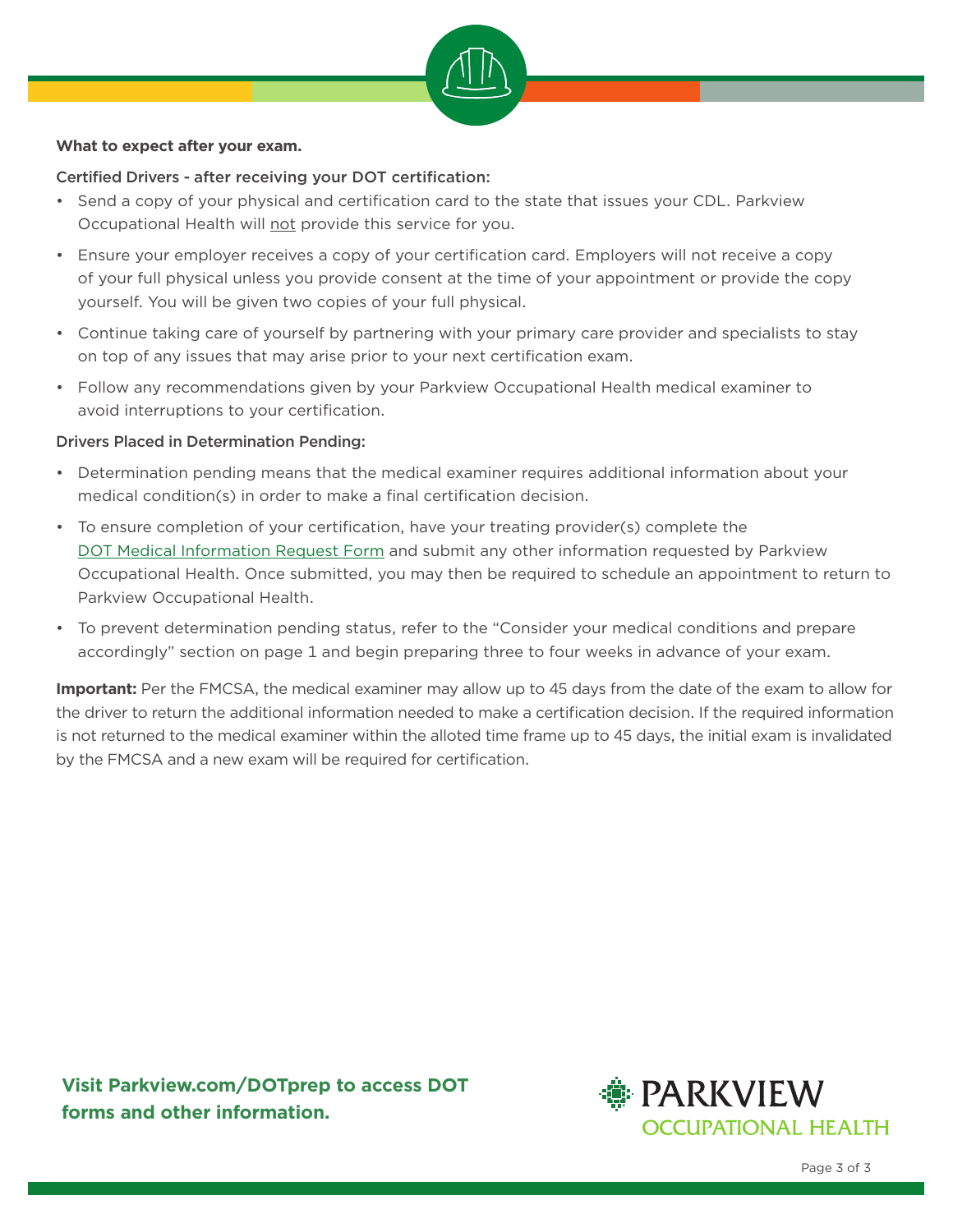**What to expect after your exam.**

### Certified Drivers - after receiving your DOT certification:

- Send a copy of your physical and certification card to the state that issues your CDL. Parkview Occupational Health will not provide this service for you.
- Ensure your employer receives a copy of your certification card. Employers will not receive a copy of your full physical unless you provide consent at the time of your appointment or provide the copy yourself. You will be given two copies of your full physical.
- Continue taking care of yourself by partnering with your primary care provider and specialists to stay on top of any issues that may arise prior to your next certification exam.
- Follow any recommendations given by your Parkview Occupational Health medical examiner to avoid interruptions to your certification.

### Drivers Placed in Determination Pending:

- Determination pending means that the medical examiner requires additional information about your medical condition(s) in order to make a final certification decision.
- To ensure completion of your certification, have your treating provider(s) complete the DOT Medical Information Request Form and submit any other information requested by Parkview Occupational Health. Once submitted, you may then be required to schedule an appointment to return to Parkview Occupational Health.
- To prevent determination pending status, refer to the "Consider your medical conditions and prepare accordingly" section on page 1 and begin preparing three to four weeks in advance of your exam.

**Important:** Per the FMCSA, the medical examiner may allow up to 45 days from the date of the exam to allow for the driver to return the additional information needed to make a certification decision. If the required information is not returned to the medical examiner within the alloted time frame up to 45 days, the initial exam is invalidated by the FMCSA and a new exam will be required for certification.

**Visit Parkview.com/DOTprep to access DOT forms and other information.**

PARKVIEW
OCCUPATIONAL HEALTH